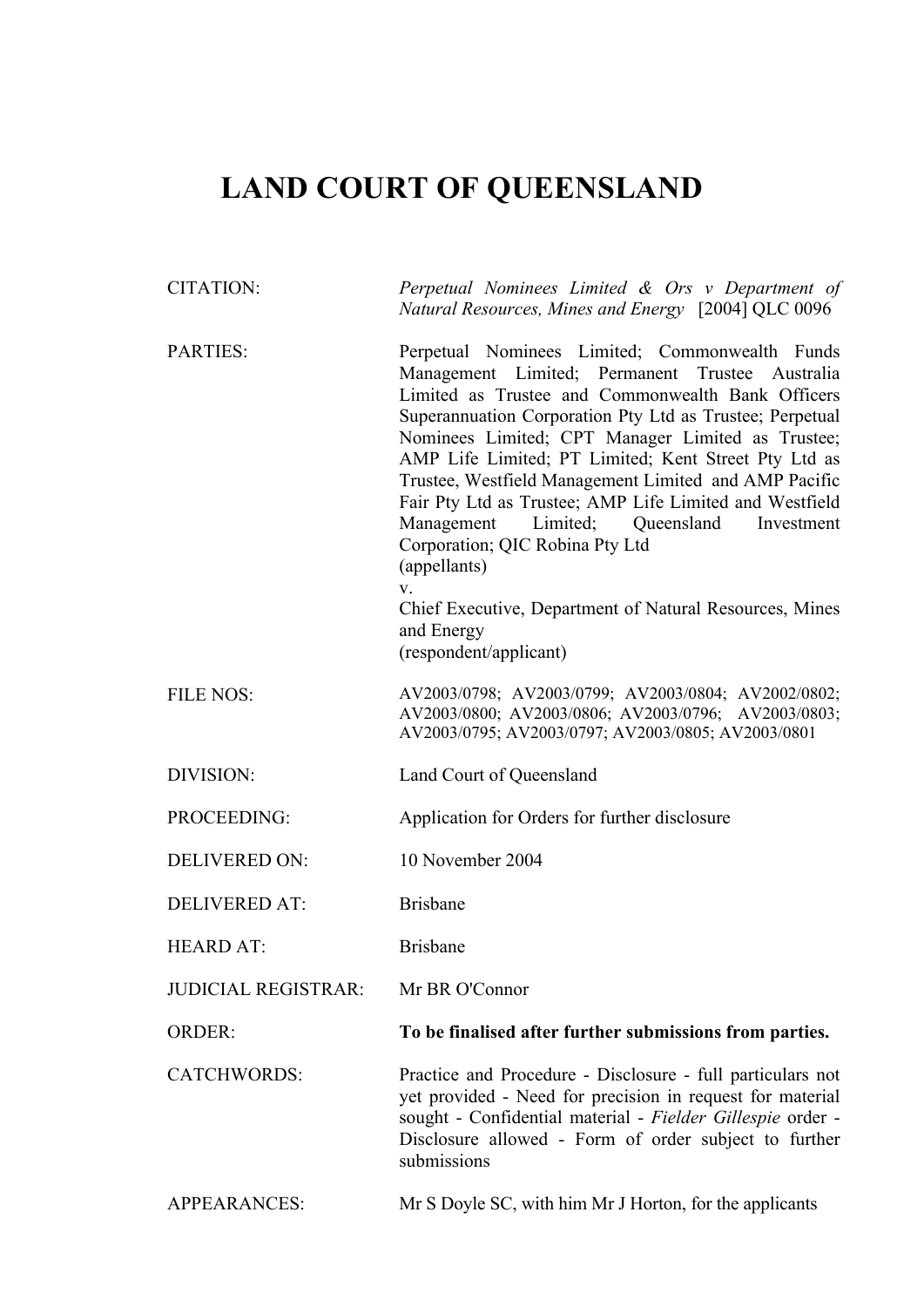# LAND COURT OF QUEENSLAND

| | |
|---|---|
| CITATION: | *Perpetual Nominees Limited & Ors v Department of Natural Resources, Mines and Energy* [2004] QLC 0096 |
| PARTIES: | Perpetual Nominees Limited; Commonwealth Funds Management Limited; Permanent Trustee Australia Limited as Trustee and Commonwealth Bank Officers Superannuation Corporation Pty Ltd as Trustee; Perpetual Nominees Limited; CPT Manager Limited as Trustee; AMP Life Limited; PT Limited; Kent Street Pty Ltd as Trustee, Westfield Management Limited and AMP Pacific Fair Pty Ltd as Trustee; AMP Life Limited and Westfield Management Limited; Queensland Investment Corporation; QIC Robina Pty Ltd<br>(appellants)<br>v.<br>Chief Executive, Department of Natural Resources, Mines and Energy<br>(respondent/applicant) |
| FILE NOS: | AV2003/0798; AV2003/0799; AV2003/0804; AV2002/0802; AV2003/0800; AV2003/0806; AV2003/0796; AV2003/0803; AV2003/0795; AV2003/0797; AV2003/0805; AV2003/0801 |
| DIVISION: | Land Court of Queensland |
| PROCEEDING: | Application for Orders for further disclosure |
| DELIVERED ON: | 10 November 2004 |
| DELIVERED AT: | Brisbane |
| HEARD AT: | Brisbane |
| JUDICIAL REGISTRAR: | Mr BR O'Connor |
| ORDER: | **To be finalised after further submissions from parties.** |
| CATCHWORDS: | Practice and Procedure - Disclosure - full particulars not yet provided - Need for precision in request for material sought - Confidential material - *Fielder Gillespie* order - Disclosure allowed - Form of order subject to further submissions |
| APPEARANCES: | Mr S Doyle SC, with him Mr J Horton, for the applicants |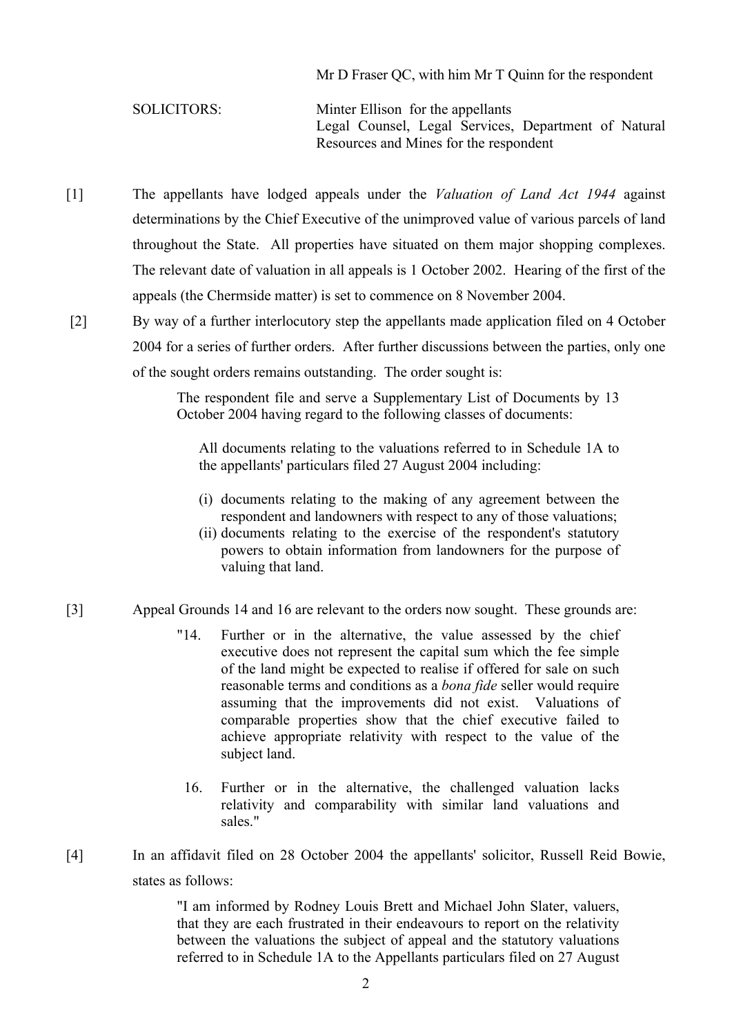Mr D Fraser QC, with him Mr T Quinn for the respondent

SOLICITORS: Minter Ellison for the appellants
Legal Counsel, Legal Services, Department of Natural Resources and Mines for the respondent

[1] The appellants have lodged appeals under the *Valuation of Land Act 1944* against determinations by the Chief Executive of the unimproved value of various parcels of land throughout the State. All properties have situated on them major shopping complexes. The relevant date of valuation in all appeals is 1 October 2002. Hearing of the first of the appeals (the Chermside matter) is set to commence on 8 November 2004.

[2] By way of a further interlocutory step the appellants made application filed on 4 October 2004 for a series of further orders. After further discussions between the parties, only one of the sought orders remains outstanding. The order sought is:

> The respondent file and serve a Supplementary List of Documents by 13 October 2004 having regard to the following classes of documents:
>
> All documents relating to the valuations referred to in Schedule 1A to the appellants' particulars filed 27 August 2004 including:
>
> (i) documents relating to the making of any agreement between the respondent and landowners with respect to any of those valuations;
> (ii) documents relating to the exercise of the respondent's statutory powers to obtain information from landowners for the purpose of valuing that land.

[3] Appeal Grounds 14 and 16 are relevant to the orders now sought. These grounds are:

> "14. Further or in the alternative, the value assessed by the chief executive does not represent the capital sum which the fee simple of the land might be expected to realise if offered for sale on such reasonable terms and conditions as a *bona fide* seller would require assuming that the improvements did not exist. Valuations of comparable properties show that the chief executive failed to achieve appropriate relativity with respect to the value of the subject land.
>
> 16. Further or in the alternative, the challenged valuation lacks relativity and comparability with similar land valuations and sales."

[4] In an affidavit filed on 28 October 2004 the appellants' solicitor, Russell Reid Bowie, states as follows:

> "I am informed by Rodney Louis Brett and Michael John Slater, valuers, that they are each frustrated in their endeavours to report on the relativity between the valuations the subject of appeal and the statutory valuations referred to in Schedule 1A to the Appellants particulars filed on 27 August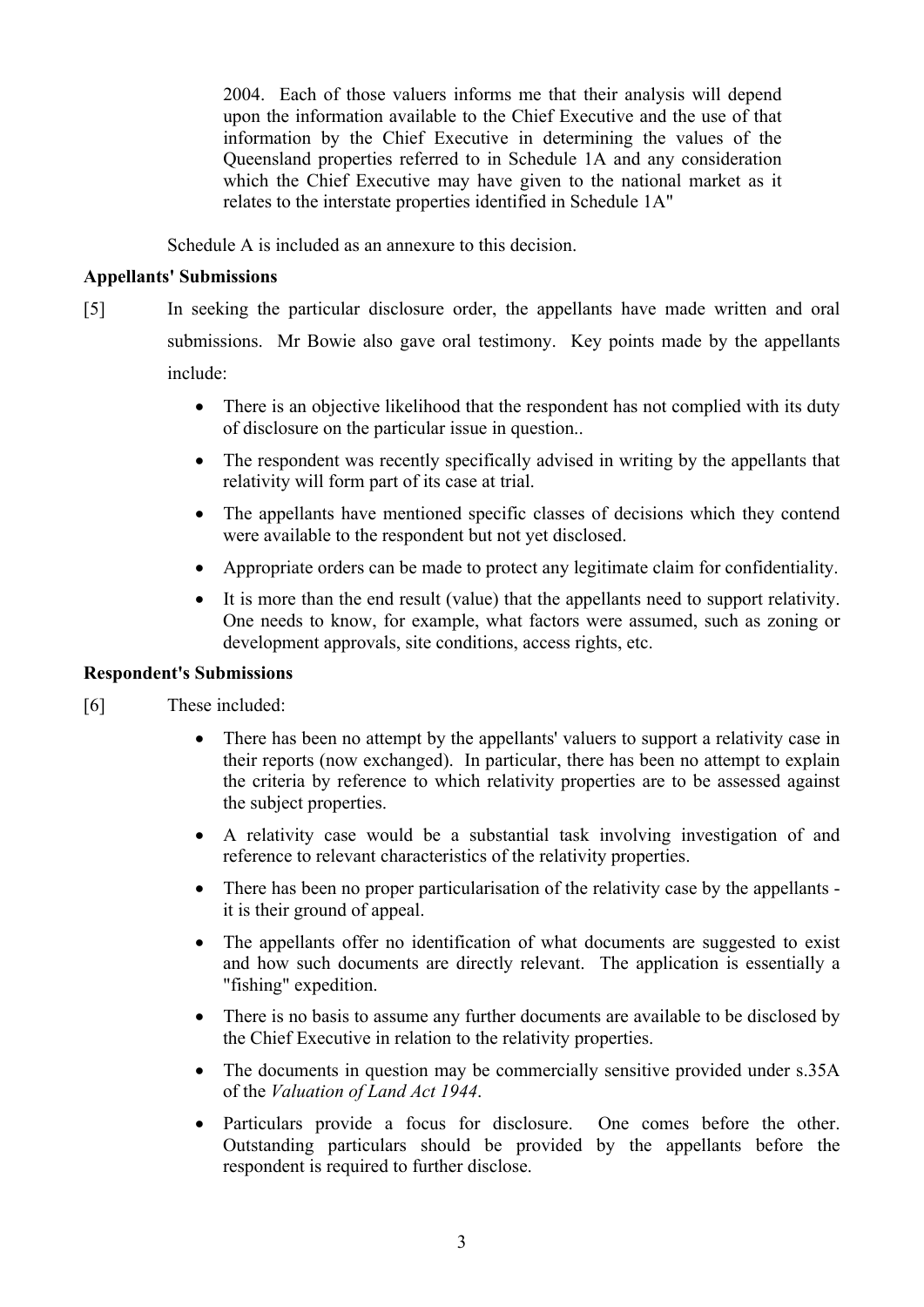2004. Each of those valuers informs me that their analysis will depend upon the information available to the Chief Executive and the use of that information by the Chief Executive in determining the values of the Queensland properties referred to in Schedule 1A and any consideration which the Chief Executive may have given to the national market as it relates to the interstate properties identified in Schedule 1A"

Schedule A is included as an annexure to this decision.

**Appellants' Submissions**

[5] In seeking the particular disclosure order, the appellants have made written and oral submissions. Mr Bowie also gave oral testimony. Key points made by the appellants include:

- There is an objective likelihood that the respondent has not complied with its duty of disclosure on the particular issue in question..
- The respondent was recently specifically advised in writing by the appellants that relativity will form part of its case at trial.
- The appellants have mentioned specific classes of decisions which they contend were available to the respondent but not yet disclosed.
- Appropriate orders can be made to protect any legitimate claim for confidentiality.
- It is more than the end result (value) that the appellants need to support relativity. One needs to know, for example, what factors were assumed, such as zoning or development approvals, site conditions, access rights, etc.

**Respondent's Submissions**

[6] These included:

- There has been no attempt by the appellants' valuers to support a relativity case in their reports (now exchanged). In particular, there has been no attempt to explain the criteria by reference to which relativity properties are to be assessed against the subject properties.
- A relativity case would be a substantial task involving investigation of and reference to relevant characteristics of the relativity properties.
- There has been no proper particularisation of the relativity case by the appellants - it is their ground of appeal.
- The appellants offer no identification of what documents are suggested to exist and how such documents are directly relevant. The application is essentially a "fishing" expedition.
- There is no basis to assume any further documents are available to be disclosed by the Chief Executive in relation to the relativity properties.
- The documents in question may be commercially sensitive provided under s.35A of the *Valuation of Land Act 1944*.
- Particulars provide a focus for disclosure. One comes before the other. Outstanding particulars should be provided by the appellants before the respondent is required to further disclose.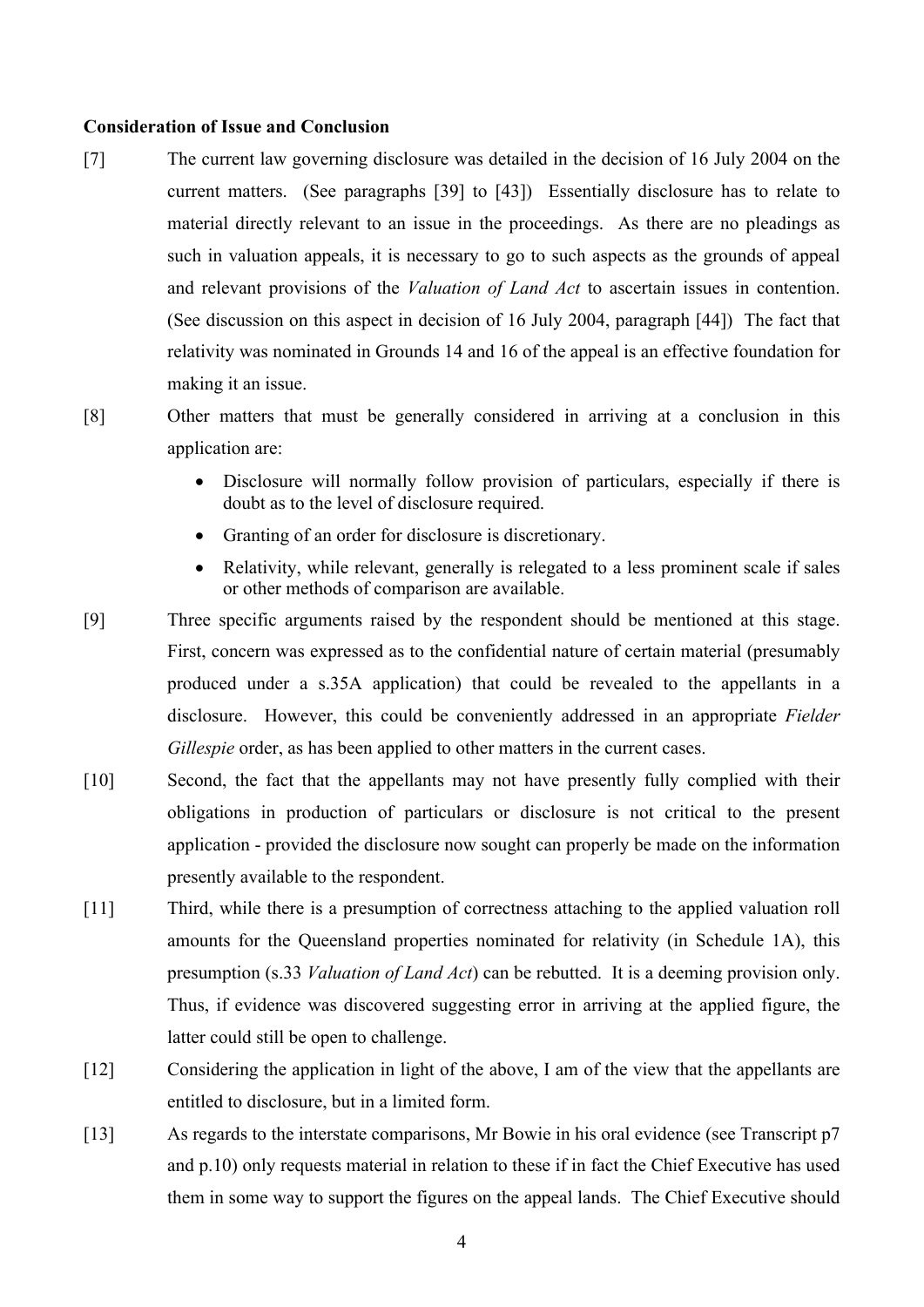**Consideration of Issue and Conclusion**

[7] The current law governing disclosure was detailed in the decision of 16 July 2004 on the current matters. (See paragraphs [39] to [43]) Essentially disclosure has to relate to material directly relevant to an issue in the proceedings. As there are no pleadings as such in valuation appeals, it is necessary to go to such aspects as the grounds of appeal and relevant provisions of the *Valuation of Land Act* to ascertain issues in contention. (See discussion on this aspect in decision of 16 July 2004, paragraph [44]) The fact that relativity was nominated in Grounds 14 and 16 of the appeal is an effective foundation for making it an issue.

[8] Other matters that must be generally considered in arriving at a conclusion in this application are:

- Disclosure will normally follow provision of particulars, especially if there is doubt as to the level of disclosure required.
- Granting of an order for disclosure is discretionary.
- Relativity, while relevant, generally is relegated to a less prominent scale if sales or other methods of comparison are available.

[9] Three specific arguments raised by the respondent should be mentioned at this stage. First, concern was expressed as to the confidential nature of certain material (presumably produced under a s.35A application) that could be revealed to the appellants in a disclosure. However, this could be conveniently addressed in an appropriate *Fielder Gillespie* order, as has been applied to other matters in the current cases.

[10] Second, the fact that the appellants may not have presently fully complied with their obligations in production of particulars or disclosure is not critical to the present application - provided the disclosure now sought can properly be made on the information presently available to the respondent.

[11] Third, while there is a presumption of correctness attaching to the applied valuation roll amounts for the Queensland properties nominated for relativity (in Schedule 1A), this presumption (s.33 *Valuation of Land Act*) can be rebutted. It is a deeming provision only. Thus, if evidence was discovered suggesting error in arriving at the applied figure, the latter could still be open to challenge.

[12] Considering the application in light of the above, I am of the view that the appellants are entitled to disclosure, but in a limited form.

[13] As regards to the interstate comparisons, Mr Bowie in his oral evidence (see Transcript p7 and p.10) only requests material in relation to these if in fact the Chief Executive has used them in some way to support the figures on the appeal lands. The Chief Executive should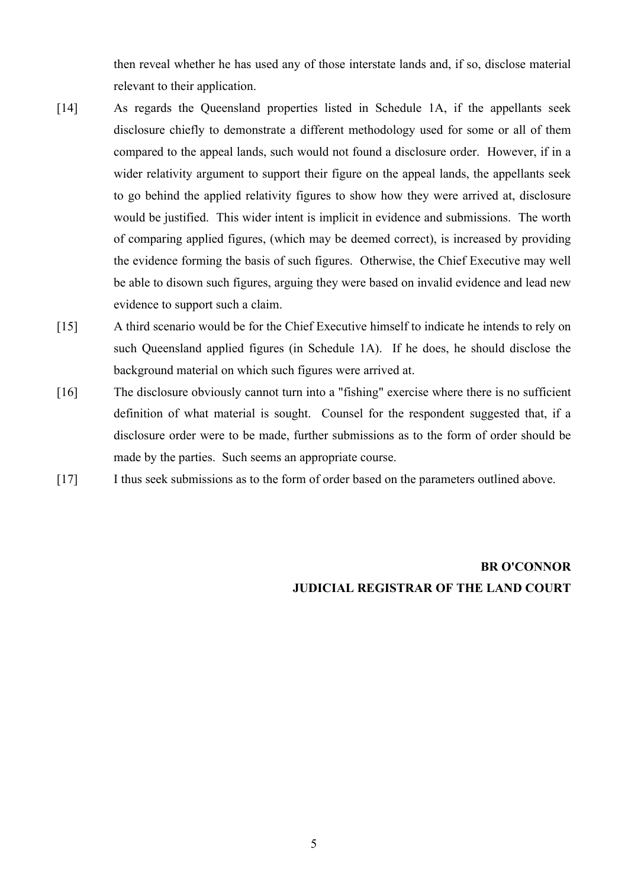then reveal whether he has used any of those interstate lands and, if so, disclose material relevant to their application.

[14] As regards the Queensland properties listed in Schedule 1A, if the appellants seek disclosure chiefly to demonstrate a different methodology used for some or all of them compared to the appeal lands, such would not found a disclosure order. However, if in a wider relativity argument to support their figure on the appeal lands, the appellants seek to go behind the applied relativity figures to show how they were arrived at, disclosure would be justified. This wider intent is implicit in evidence and submissions. The worth of comparing applied figures, (which may be deemed correct), is increased by providing the evidence forming the basis of such figures. Otherwise, the Chief Executive may well be able to disown such figures, arguing they were based on invalid evidence and lead new evidence to support such a claim.

[15] A third scenario would be for the Chief Executive himself to indicate he intends to rely on such Queensland applied figures (in Schedule 1A). If he does, he should disclose the background material on which such figures were arrived at.

[16] The disclosure obviously cannot turn into a "fishing" exercise where there is no sufficient definition of what material is sought. Counsel for the respondent suggested that, if a disclosure order were to be made, further submissions as to the form of order should be made by the parties. Such seems an appropriate course.

[17] I thus seek submissions as to the form of order based on the parameters outlined above.

**BR O'CONNOR**
**JUDICIAL REGISTRAR OF THE LAND COURT**